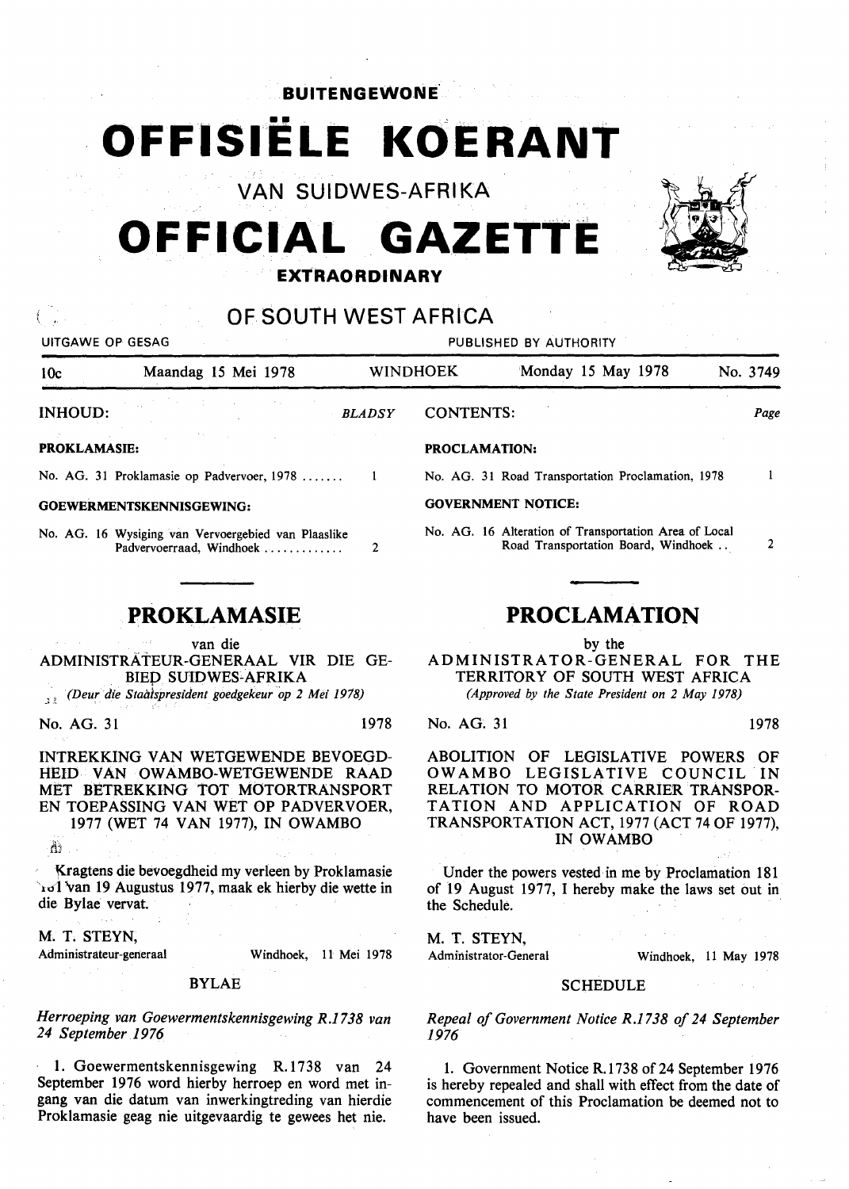**BUITENGEWONE**

# OFFISIËLE KOERANT

## VAN SUIDWES-AFRIKA

# OFFICIAL GAZETTE

**EXTRAORDINARY**

## OF SOUTH WEST AFRICA

UITGAWE OP GESAG — PUBLISHED BY AUTHORITY

| 10c | Maandag 15 Mei 1978 | WINDHOEK | Monday 15 May 1978 | No. 3749 |
|---|---|---|---|---|

| INHOUD: | BLADSY |
|---|---|
| **PROKLAMASIE:** | |
| No. AG. 31 Proklamasie op Padvervoer, 1978 ....... | 1 |
| **GOEWERMENTSKENNISGEWING:** | |
| No. AG. 16 Wysiging van Vervoergebied van Plaaslike Padvervoerraad, Windhoek ............. | 2 |

| CONTENTS: | Page |
|---|---|
| **PROCLAMATION:** | |
| No. AG. 31 Road Transportation Proclamation, 1978 | 1 |
| **GOVERNMENT NOTICE:** | |
| No. AG. 16 Alteration of Transportation Area of Local Road Transportation Board, Windhoek .. | 2 |

## PROKLAMASIE

van die

ADMINISTRATEUR-GENERAAL VIR DIE GEBIED SUIDWES-AFRIKA

*(Deur die Staatspresident goedgekeur op 2 Mei 1978)*

No. AG. 31 — 1978

INTREKKING VAN WETGEWENDE BEVOEGDHEID VAN OWAMBO-WETGEWENDE RAAD MET BETREKKING TOT MOTORTRANSPORT EN TOEPASSING VAN WET OP PADVERVOER, 1977 (WET 74 VAN 1977), IN OWAMBO

Kragtens die bevoegdheid my verleen by Proklamasie 181 van 19 Augustus 1977, maak ek hierby die wette in die Bylae vervat.

M. T. STEYN,
Administrateur-generaal — Windhoek, 11 Mei 1978

BYLAE

*Herroeping van Goewermentskennisgewing R.1738 van 24 September 1976*

1. Goewermentskennisgewing R.1738 van 24 September 1976 word hierby herroep en word met ingang van die datum van inwerkingtreding van hierdie Proklamasie geag nie uitgevaardig te gewees het nie.

## PROCLAMATION

by the

ADMINISTRATOR-GENERAL FOR THE TERRITORY OF SOUTH WEST AFRICA

*(Approved by the State President on 2 May 1978)*

No. AG. 31 — 1978

ABOLITION OF LEGISLATIVE POWERS OF OWAMBO LEGISLATIVE COUNCIL IN RELATION TO MOTOR CARRIER TRANSPORTATION AND APPLICATION OF ROAD TRANSPORTATION ACT, 1977 (ACT 74 OF 1977), IN OWAMBO

Under the powers vested in me by Proclamation 181 of 19 August 1977, I hereby make the laws set out in the Schedule.

M. T. STEYN,
Administrator-General — Windhoek, 11 May 1978

SCHEDULE

*Repeal of Government Notice R.1738 of 24 September 1976*

1. Government Notice R.1738 of 24 September 1976 is hereby repealed and shall with effect from the date of commencement of this Proclamation be deemed not to have been issued.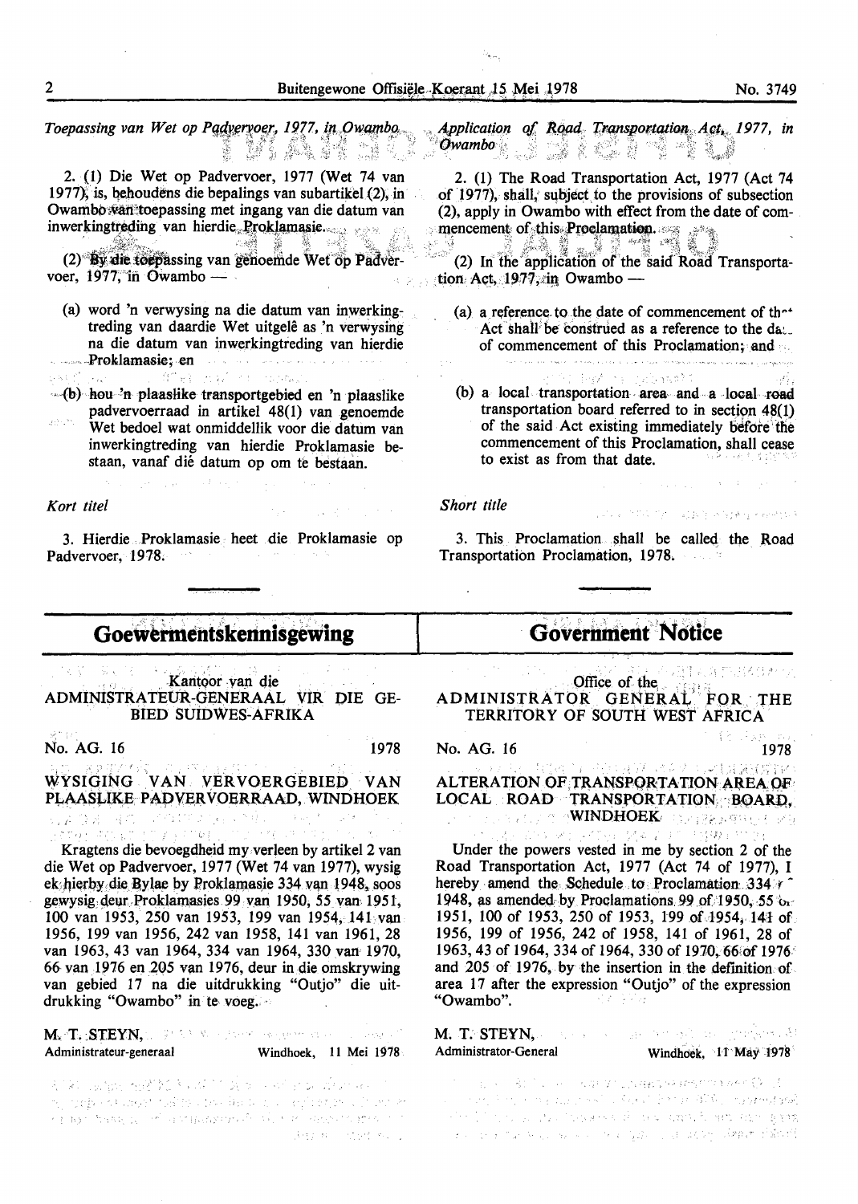*Toepassing van Wet op Padvervoer, 1977, in Owambo*

2. (1) Die Wet op Padvervoer, 1977 (Wet 74 van 1977), is, behoudens die bepalings van subartikel (2), in Owambo van toepassing met ingang van die datum van inwerkingtreding van hierdie Proklamasie.

(2) By die toepassing van genoemde Wet op Padvervoer, 1977, in Owambo —

(a) word 'n verwysing na die datum van inwerkingtreding van daardie Wet uitgelê as 'n verwysing na die datum van inwerkingtreding van hierdie Proklamasie; en

(b) hou 'n plaaslike transportgebied en 'n plaaslike padvervoerraad in artikel 48(1) van genoemde Wet bedoel wat onmiddellik voor die datum van inwerkingtreding van hierdie Proklamasie bestaan, vanaf dié datum op om te bestaan.

*Kort titel*

3. Hierdie Proklamasie heet die Proklamasie op Padvervoer, 1978.

*Application of Road Transportation Act, 1977, in Owambo*

2. (1) The Road Transportation Act, 1977 (Act 74 of 1977), shall, subject to the provisions of subsection (2), apply in Owambo with effect from the date of commencement of this Proclamation.

(2) In the application of the said Road Transportation Act, 1977, in Owambo —

(a) a reference to the date of commencement of that Act shall be construed as a reference to the date of commencement of this Proclamation; and

(b) a local transportation area and a local road transportation board referred to in section 48(1) of the said Act existing immediately before the commencement of this Proclamation, shall cease to exist as from that date.

*Short title*

3. This Proclamation shall be called the Road Transportation Proclamation, 1978.

## Goewermentskennisgewing

Kantoor van die
ADMINISTRATEUR-GENERAAL VIR DIE GEBIED SUIDWES-AFRIKA

No. AG. 16 1978

### WYSIGING VAN VERVOERGEBIED VAN PLAASLIKE PADVERVOERRAAD, WINDHOEK

Kragtens die bevoegdheid my verleen by artikel 2 van die Wet op Padvervoer, 1977 (Wet 74 van 1977), wysig ek hierby die Bylae by Proklamasie 334 van 1948, soos gewysig deur Proklamasies 99 van 1950, 55 van 1951, 100 van 1953, 250 van 1953, 199 van 1954, 141 van 1956, 199 van 1956, 242 van 1958, 141 van 1961, 28 van 1963, 43 van 1964, 334 van 1964, 330 van 1970, 66 van 1976 en 205 van 1976, deur in die omskrywing van gebied 17 na die uitdrukking "Outjo" die uitdrukking "Owambo" in te voeg.

**M. T. STEYN,**
Administrateur-generaal

Windhoek, 11 Mei 1978

## Government Notice

Office of the
ADMINISTRATOR GENERAL FOR THE TERRITORY OF SOUTH WEST AFRICA

No. AG. 16 1978

### ALTERATION OF TRANSPORTATION AREA OF LOCAL ROAD TRANSPORTATION BOARD, WINDHOEK

Under the powers vested in me by section 2 of the Road Transportation Act, 1977 (Act 74 of 1977), I hereby amend the Schedule to Proclamation 334 of 1948, as amended by Proclamations 99 of 1950, 55 of 1951, 100 of 1953, 250 of 1953, 199 of 1954, 141 of 1956, 199 of 1956, 242 of 1958, 141 of 1961, 28 of 1963, 43 of 1964, 334 of 1964, 330 of 1970, 66 of 1976 and 205 of 1976, by the insertion in the definition of area 17 after the expression "Outjo" of the expression "Owambo".

**M. T. STEYN,**
Administrator-General

Windhoek, 11 May 1978